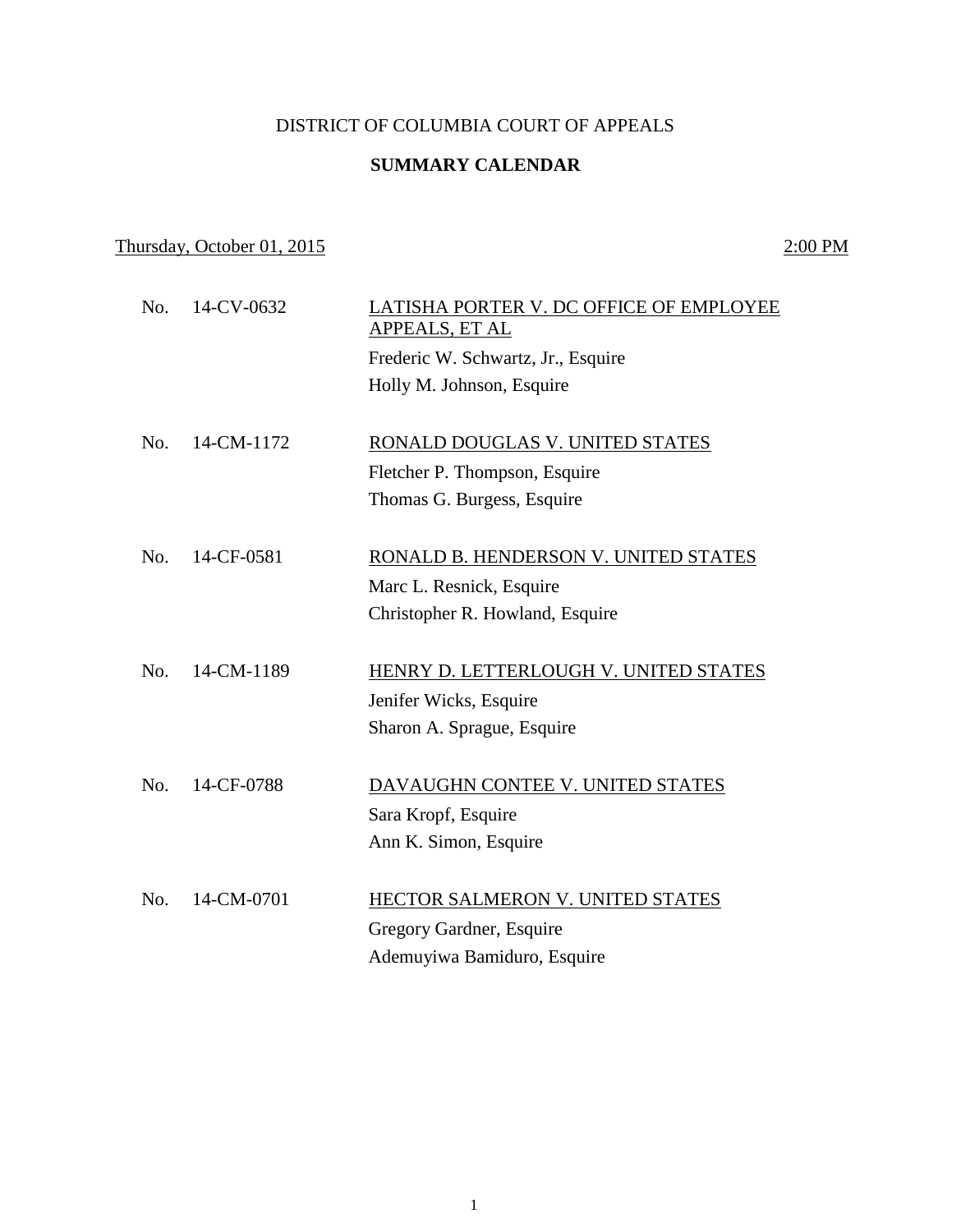# DISTRICT OF COLUMBIA COURT OF APPEALS

## SUMMARY CALENDAR

Thursday, October 01, 2015 2:00 PM

No. 14-CV-0632 LATISHA PORTER V. DC OFFICE OF EMPLOYEE APPEALS, ET AL

Frederic W. Schwartz, Jr., Esquire

Holly M. Johnson, Esquire

No. 14-CM-1172 RONALD DOUGLAS V. UNITED STATES

Fletcher P. Thompson, Esquire

Thomas G. Burgess, Esquire

No. 14-CF-0581 RONALD B. HENDERSON V. UNITED STATES

Marc L. Resnick, Esquire

Christopher R. Howland, Esquire

No. 14-CM-1189 HENRY D. LETTERLOUGH V. UNITED STATES

Jenifer Wicks, Esquire

Sharon A. Sprague, Esquire

No. 14-CF-0788 DAVAUGHN CONTEE V. UNITED STATES

Sara Kropf, Esquire

Ann K. Simon, Esquire

No. 14-CM-0701 HECTOR SALMERON V. UNITED STATES

Gregory Gardner, Esquire

Ademuyiwa Bamiduro, Esquire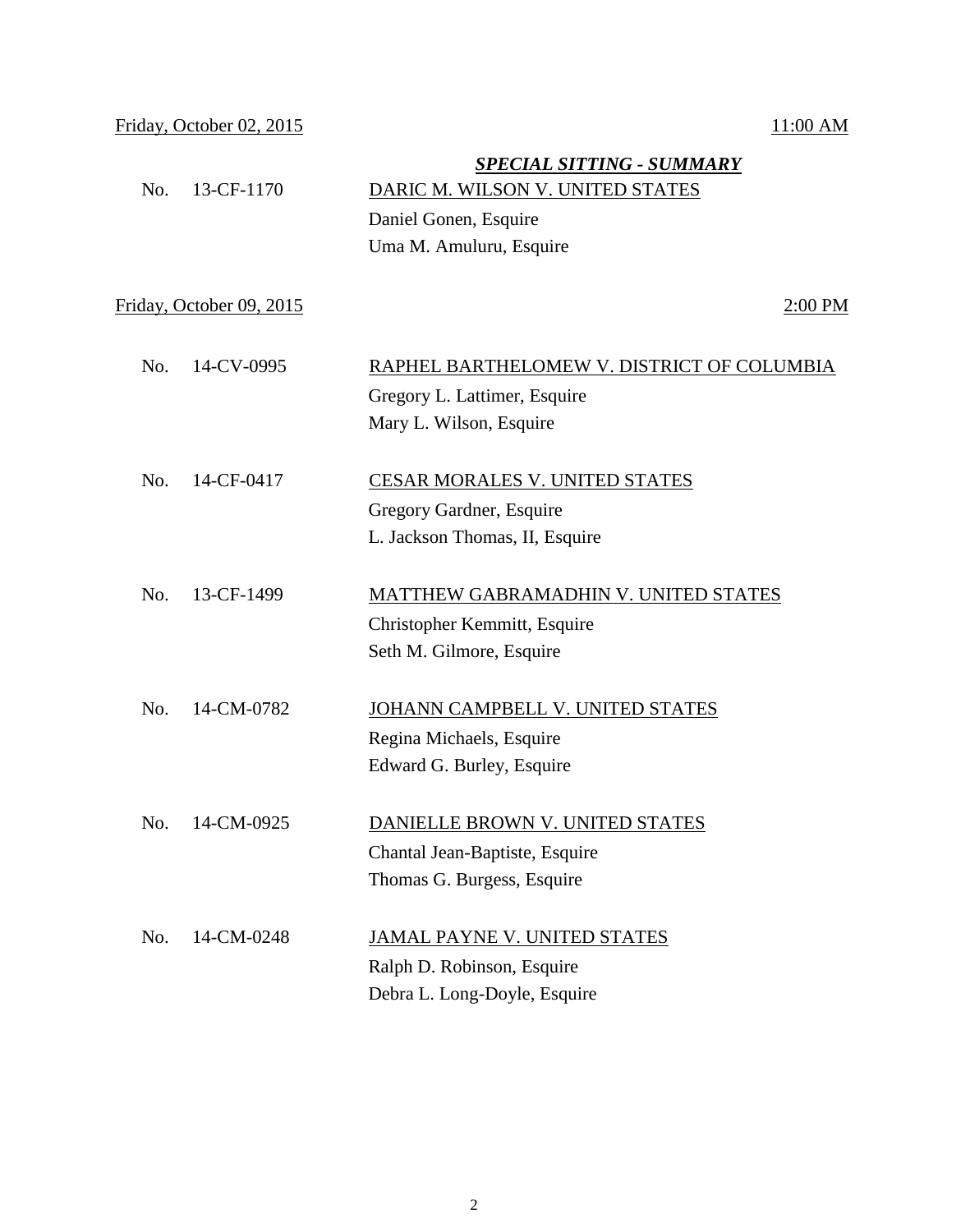Friday, October 02, 2015 11:00 AM

***SPECIAL SITTING - SUMMARY***

No. 13-CF-1170 DARIC M. WILSON V. UNITED STATES
Daniel Gonen, Esquire
Uma M. Amuluru, Esquire

Friday, October 09, 2015 2:00 PM

No. 14-CV-0995 RAPHEL BARTHELOMEW V. DISTRICT OF COLUMBIA
Gregory L. Lattimer, Esquire
Mary L. Wilson, Esquire

No. 14-CF-0417 CESAR MORALES V. UNITED STATES
Gregory Gardner, Esquire
L. Jackson Thomas, II, Esquire

No. 13-CF-1499 MATTHEW GABRAMADHIN V. UNITED STATES
Christopher Kemmitt, Esquire
Seth M. Gilmore, Esquire

No. 14-CM-0782 JOHANN CAMPBELL V. UNITED STATES
Regina Michaels, Esquire
Edward G. Burley, Esquire

No. 14-CM-0925 DANIELLE BROWN V. UNITED STATES
Chantal Jean-Baptiste, Esquire
Thomas G. Burgess, Esquire

No. 14-CM-0248 JAMAL PAYNE V. UNITED STATES
Ralph D. Robinson, Esquire
Debra L. Long-Doyle, Esquire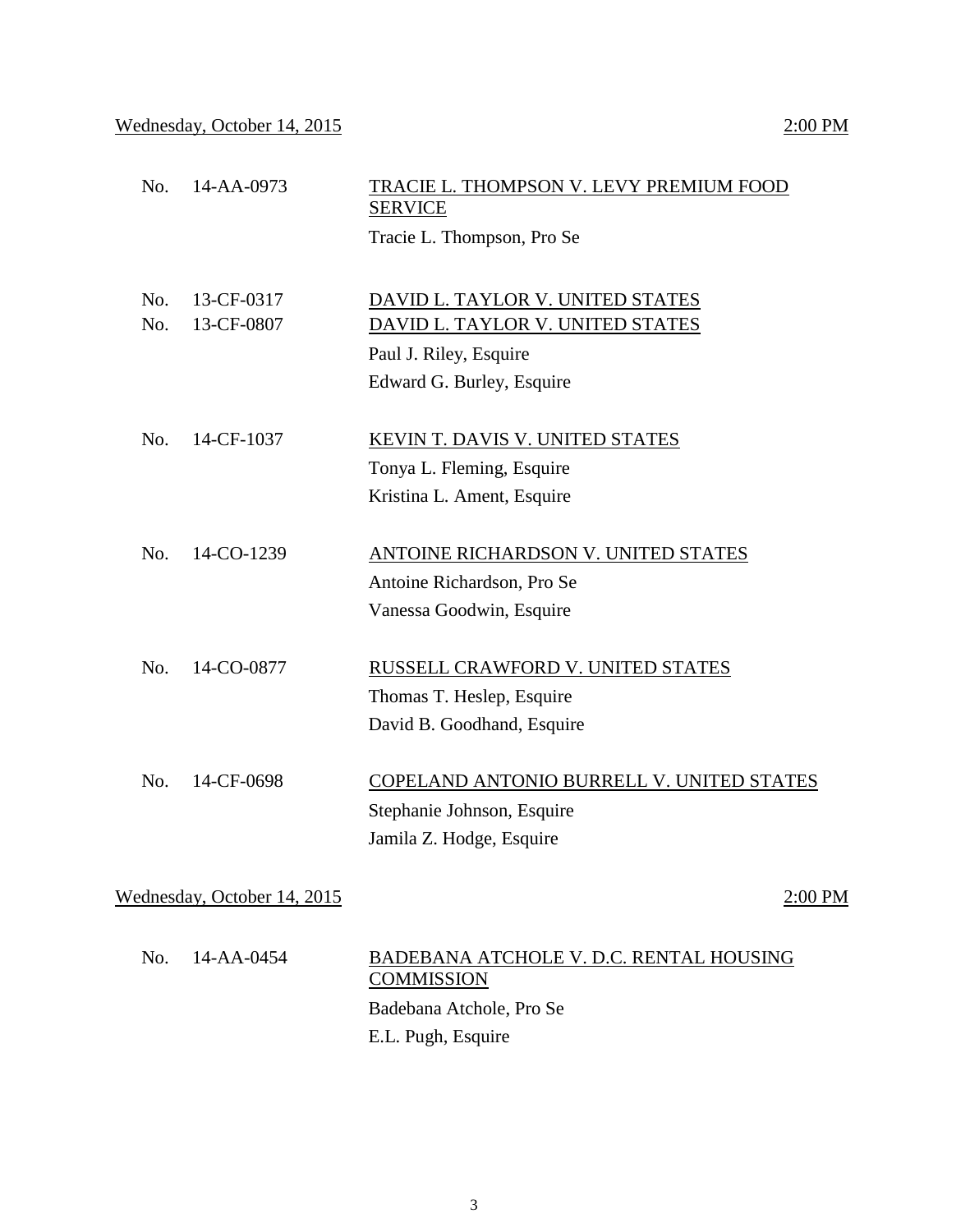Wednesday, October 14, 2015 2:00 PM

| | | |
|---|---|---|
| No. | 14-AA-0973 | TRACIE L. THOMPSON V. LEVY PREMIUM FOOD SERVICE |
| | | Tracie L. Thompson, Pro Se |
| No. | 13-CF-0317 | DAVID L. TAYLOR V. UNITED STATES |
| No. | 13-CF-0807 | DAVID L. TAYLOR V. UNITED STATES |
| | | Paul J. Riley, Esquire |
| | | Edward G. Burley, Esquire |
| No. | 14-CF-1037 | KEVIN T. DAVIS V. UNITED STATES |
| | | Tonya L. Fleming, Esquire |
| | | Kristina L. Ament, Esquire |
| No. | 14-CO-1239 | ANTOINE RICHARDSON V. UNITED STATES |
| | | Antoine Richardson, Pro Se |
| | | Vanessa Goodwin, Esquire |
| No. | 14-CO-0877 | RUSSELL CRAWFORD V. UNITED STATES |
| | | Thomas T. Heslep, Esquire |
| | | David B. Goodhand, Esquire |
| No. | 14-CF-0698 | COPELAND ANTONIO BURRELL V. UNITED STATES |
| | | Stephanie Johnson, Esquire |
| | | Jamila Z. Hodge, Esquire |

Wednesday, October 14, 2015 2:00 PM

| | | |
|---|---|---|
| No. | 14-AA-0454 | BADEBANA ATCHOLE V. D.C. RENTAL HOUSING COMMISSION |
| | | Badebana Atchole, Pro Se |
| | | E.L. Pugh, Esquire |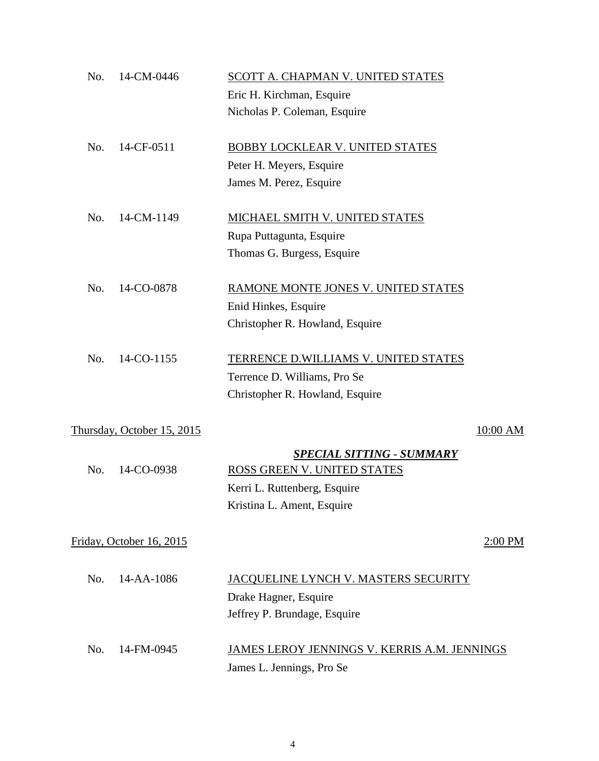No. 14-CM-0446 — <u>SCOTT A. CHAPMAN V. UNITED STATES</u>
Eric H. Kirchman, Esquire
Nicholas P. Coleman, Esquire

No. 14-CF-0511 — <u>BOBBY LOCKLEAR V. UNITED STATES</u>
Peter H. Meyers, Esquire
James M. Perez, Esquire

No. 14-CM-1149 — <u>MICHAEL SMITH V. UNITED STATES</u>
Rupa Puttagunta, Esquire
Thomas G. Burgess, Esquire

No. 14-CO-0878 — <u>RAMONE MONTE JONES V. UNITED STATES</u>
Enid Hinkes, Esquire
Christopher R. Howland, Esquire

No. 14-CO-1155 — <u>TERRENCE D.WILLIAMS V. UNITED STATES</u>
Terrence D. Williams, Pro Se
Christopher R. Howland, Esquire

<u>Thursday, October 15, 2015</u> — <u>10:00 AM</u>

***<u>SPECIAL SITTING - SUMMARY</u>***

No. 14-CO-0938 — <u>ROSS GREEN V. UNITED STATES</u>
Kerri L. Ruttenberg, Esquire
Kristina L. Ament, Esquire

<u>Friday, October 16, 2015</u> — <u>2:00 PM</u>

No. 14-AA-1086 — <u>JACQUELINE LYNCH V. MASTERS SECURITY</u>
Drake Hagner, Esquire
Jeffrey P. Brundage, Esquire

No. 14-FM-0945 — <u>JAMES LEROY JENNINGS V. KERRIS A.M. JENNINGS</u>
James L. Jennings, Pro Se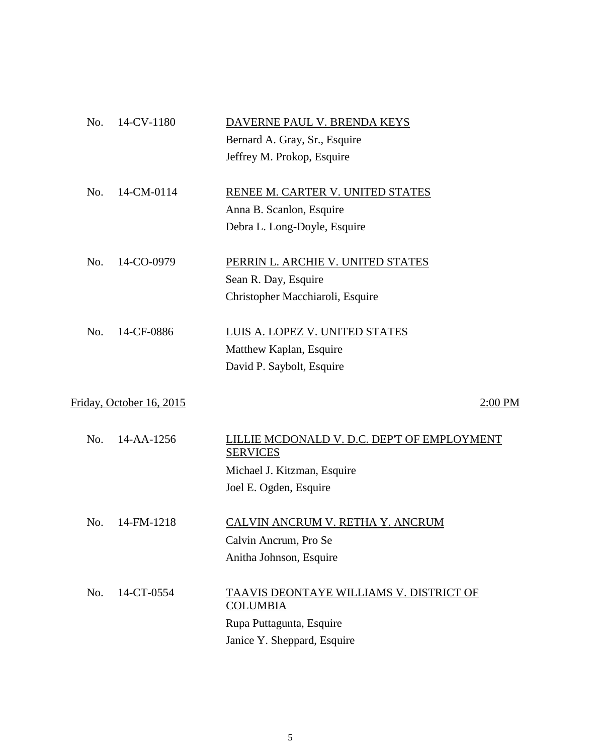No. 14-CV-1180 — <u>DAVERNE PAUL V. BRENDA KEYS</u>
Bernard A. Gray, Sr., Esquire
Jeffrey M. Prokop, Esquire

No. 14-CM-0114 — <u>RENEE M. CARTER V. UNITED STATES</u>
Anna B. Scanlon, Esquire
Debra L. Long-Doyle, Esquire

No. 14-CO-0979 — <u>PERRIN L. ARCHIE V. UNITED STATES</u>
Sean R. Day, Esquire
Christopher Macchiaroli, Esquire

No. 14-CF-0886 — <u>LUIS A. LOPEZ V. UNITED STATES</u>
Matthew Kaplan, Esquire
David P. Saybolt, Esquire

<u>Friday, October 16, 2015</u> — <u>2:00 PM</u>

No. 14-AA-1256 — <u>LILLIE MCDONALD V. D.C. DEP'T OF EMPLOYMENT SERVICES</u>
Michael J. Kitzman, Esquire
Joel E. Ogden, Esquire

No. 14-FM-1218 — <u>CALVIN ANCRUM V. RETHA Y. ANCRUM</u>
Calvin Ancrum, Pro Se
Anitha Johnson, Esquire

No. 14-CT-0554 — <u>TAAVIS DEONTAYE WILLIAMS V. DISTRICT OF COLUMBIA</u>
Rupa Puttagunta, Esquire
Janice Y. Sheppard, Esquire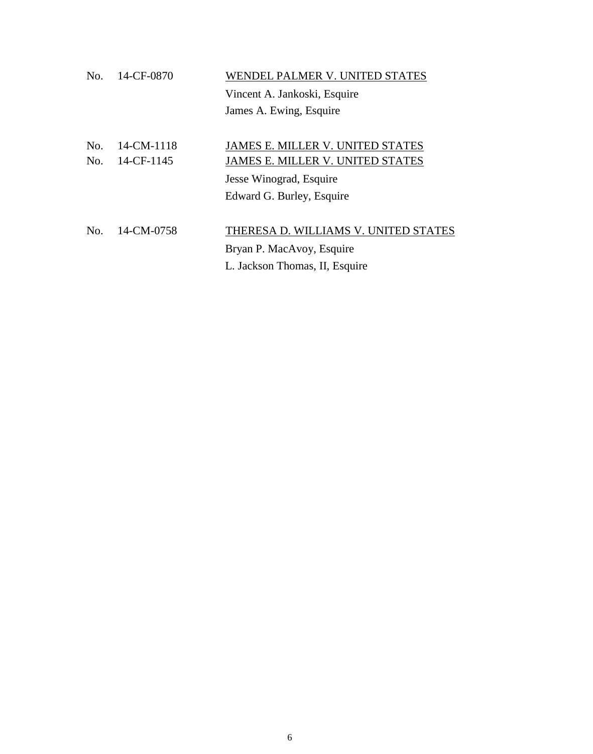No. 14-CF-0870 <u>WENDEL PALMER V. UNITED STATES</u>

Vincent A. Jankoski, Esquire

James A. Ewing, Esquire

No. 14-CM-1118 <u>JAMES E. MILLER V. UNITED STATES</u>

No. 14-CF-1145 <u>JAMES E. MILLER V. UNITED STATES</u>

Jesse Winograd, Esquire

Edward G. Burley, Esquire

No. 14-CM-0758 <u>THERESA D. WILLIAMS V. UNITED STATES</u>

Bryan P. MacAvoy, Esquire

L. Jackson Thomas, II, Esquire